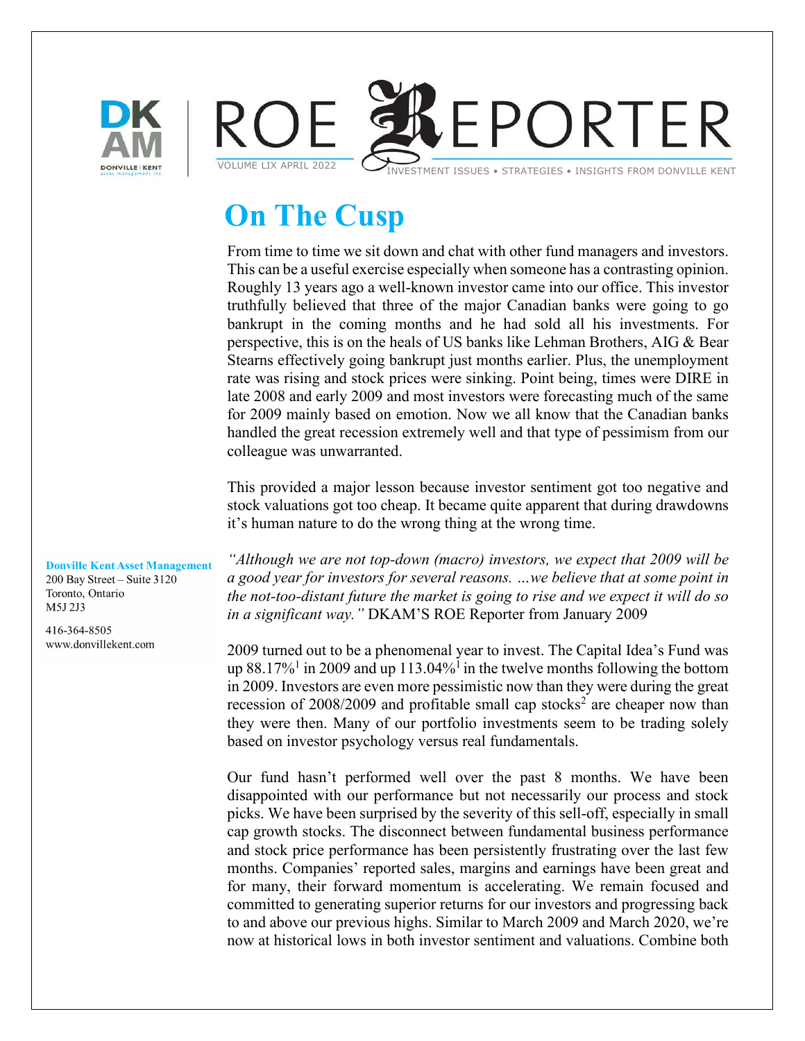# ROE REPORTER

VOLUME LIX APRIL 2022

INVESTMENT ISSUES • STRATEGIES • INSIGHTS FROM DONVILLE KENT

## On The Cusp

From time to time we sit down and chat with other fund managers and investors. This can be a useful exercise especially when someone has a contrasting opinion. Roughly 13 years ago a well-known investor came into our office. This investor truthfully believed that three of the major Canadian banks were going to go bankrupt in the coming months and he had sold all his investments. For perspective, this is on the heals of US banks like Lehman Brothers, AIG & Bear Stearns effectively going bankrupt just months earlier. Plus, the unemployment rate was rising and stock prices were sinking. Point being, times were DIRE in late 2008 and early 2009 and most investors were forecasting much of the same for 2009 mainly based on emotion. Now we all know that the Canadian banks handled the great recession extremely well and that type of pessimism from our colleague was unwarranted.

This provided a major lesson because investor sentiment got too negative and stock valuations got too cheap. It became quite apparent that during drawdowns it's human nature to do the wrong thing at the wrong time.

*"Although we are not top-down (macro) investors, we expect that 2009 will be a good year for investors for several reasons. …we believe that at some point in the not-too-distant future the market is going to rise and we expect it will do so in a significant way."* DKAM'S ROE Reporter from January 2009

2009 turned out to be a phenomenal year to invest. The Capital Idea's Fund was up 88.17%[1] in 2009 and up 113.04%[1] in the twelve months following the bottom in 2009. Investors are even more pessimistic now than they were during the great recession of 2008/2009 and profitable small cap stocks[2] are cheaper now than they were then. Many of our portfolio investments seem to be trading solely based on investor psychology versus real fundamentals.

Our fund hasn't performed well over the past 8 months. We have been disappointed with our performance but not necessarily our process and stock picks. We have been surprised by the severity of this sell-off, especially in small cap growth stocks. The disconnect between fundamental business performance and stock price performance has been persistently frustrating over the last few months. Companies' reported sales, margins and earnings have been great and for many, their forward momentum is accelerating. We remain focused and committed to generating superior returns for our investors and progressing back to and above our previous highs. Similar to March 2009 and March 2020, we're now at historical lows in both investor sentiment and valuations. Combine both

**Donville Kent Asset Management**
200 Bay Street – Suite 3120
Toronto, Ontario
M5J 2J3

416-364-8505
www.donvillekent.com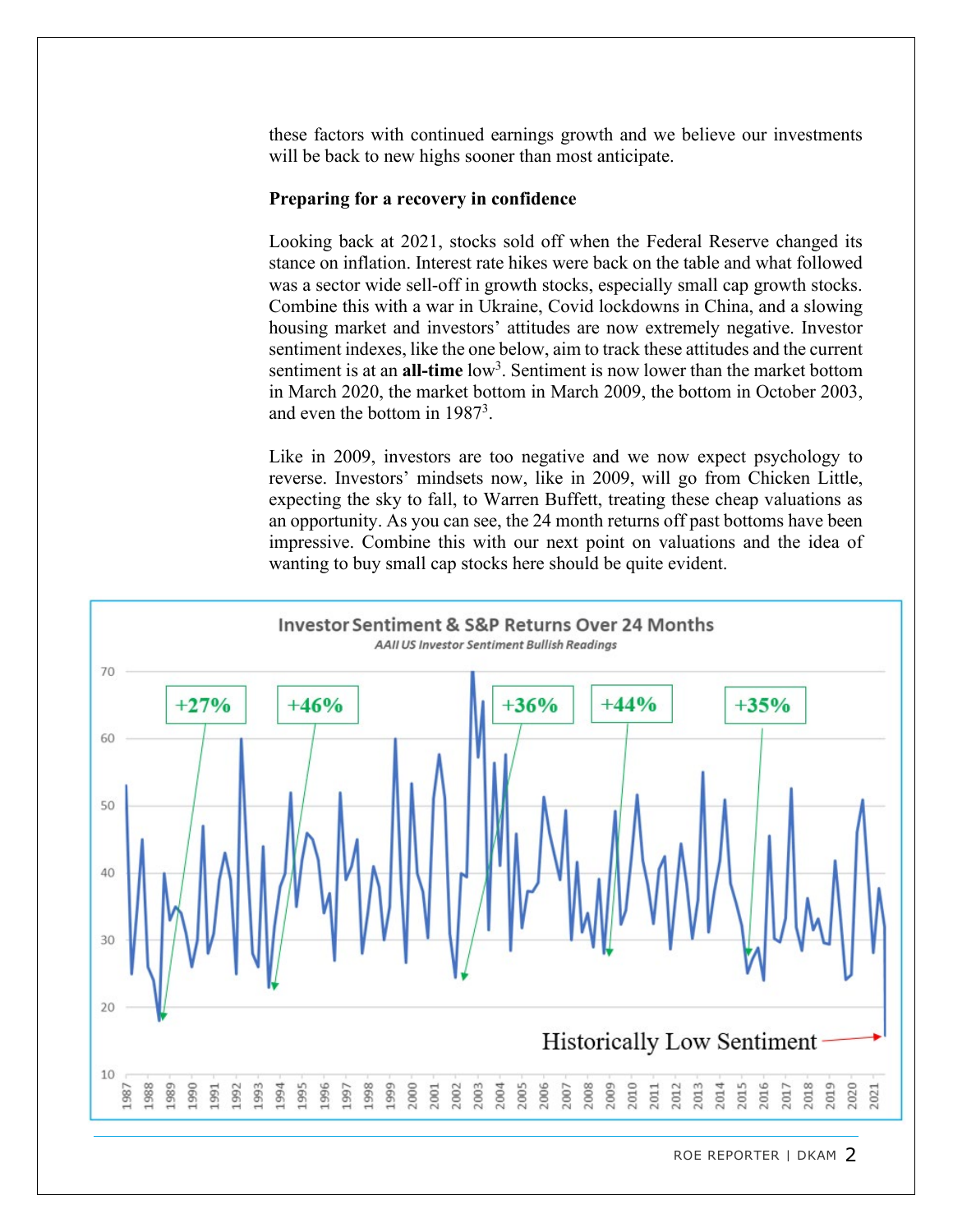these factors with continued earnings growth and we believe our investments will be back to new highs sooner than most anticipate.

**Preparing for a recovery in confidence**

Looking back at 2021, stocks sold off when the Federal Reserve changed its stance on inflation. Interest rate hikes were back on the table and what followed was a sector wide sell-off in growth stocks, especially small cap growth stocks. Combine this with a war in Ukraine, Covid lockdowns in China, and a slowing housing market and investors' attitudes are now extremely negative. Investor sentiment indexes, like the one below, aim to track these attitudes and the current sentiment is at an **all-time** low[3]. Sentiment is now lower than the market bottom in March 2020, the market bottom in March 2009, the bottom in October 2003, and even the bottom in 1987[3].

Like in 2009, investors are too negative and we now expect psychology to reverse. Investors' mindsets now, like in 2009, will go from Chicken Little, expecting the sky to fall, to Warren Buffett, treating these cheap valuations as an opportunity. As you can see, the 24 month returns off past bottoms have been impressive. Combine this with our next point on valuations and the idea of wanting to buy small cap stocks here should be quite evident.

**Investor Sentiment & S&P Returns Over 24 Months**

*AAII US Investor Sentiment Bullish Readings*

+27% | +46% | +36% | +44% | +35%

Historically Low Sentiment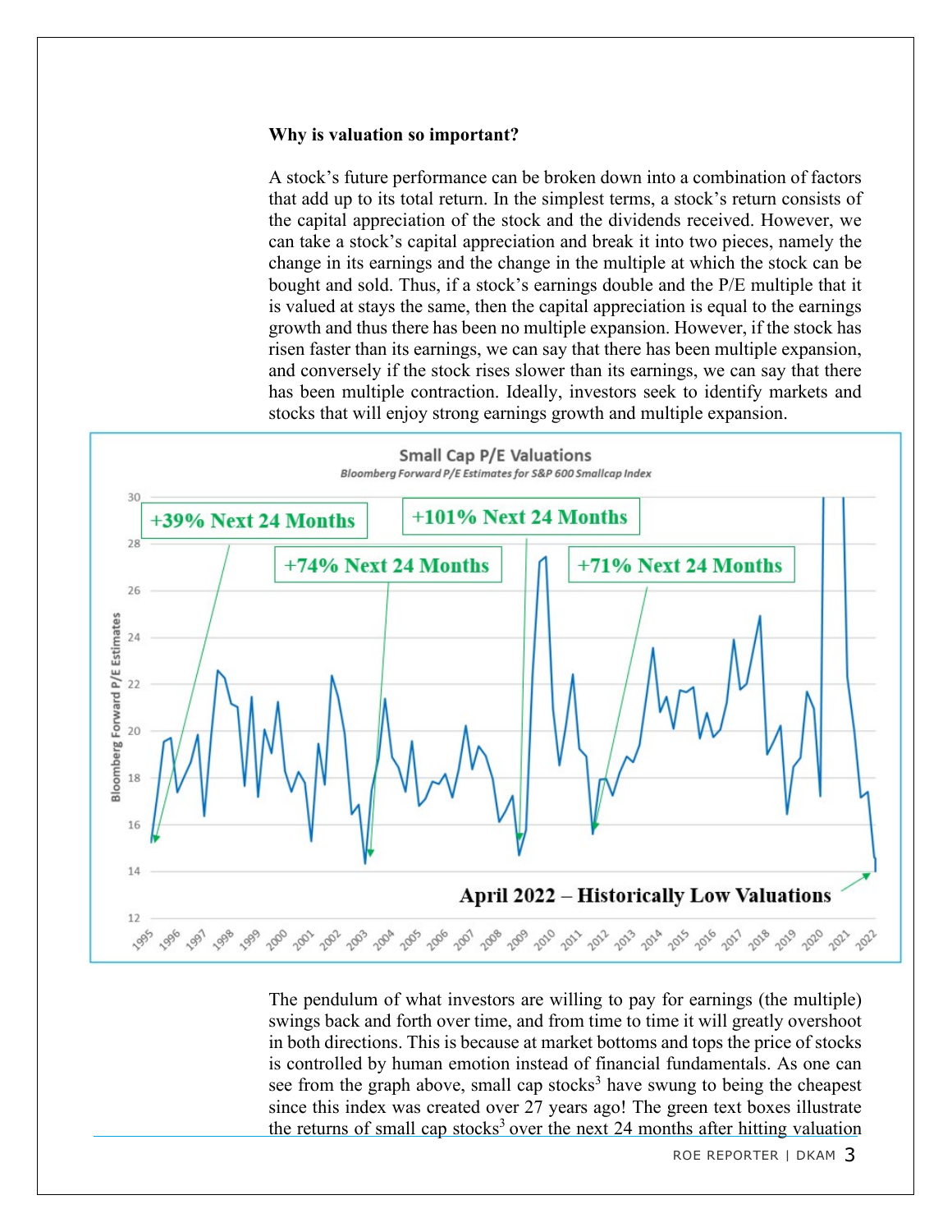**Why is valuation so important?**

A stock's future performance can be broken down into a combination of factors that add up to its total return. In the simplest terms, a stock's return consists of the capital appreciation of the stock and the dividends received. However, we can take a stock's capital appreciation and break it into two pieces, namely the change in its earnings and the change in the multiple at which the stock can be bought and sold. Thus, if a stock's earnings double and the P/E multiple that it is valued at stays the same, then the capital appreciation is equal to the earnings growth and thus there has been no multiple expansion. However, if the stock has risen faster than its earnings, we can say that there has been multiple expansion, and conversely if the stock rises slower than its earnings, we can say that there has been multiple contraction. Ideally, investors seek to identify markets and stocks that will enjoy strong earnings growth and multiple expansion.

The pendulum of what investors are willing to pay for earnings (the multiple) swings back and forth over time, and from time to time it will greatly overshoot in both directions. This is because at market bottoms and tops the price of stocks is controlled by human emotion instead of financial fundamentals. As one can see from the graph above, small cap stocks[3] have swung to being the cheapest since this index was created over 27 years ago! The green text boxes illustrate the returns of small cap stocks[3] over the next 24 months after hitting valuation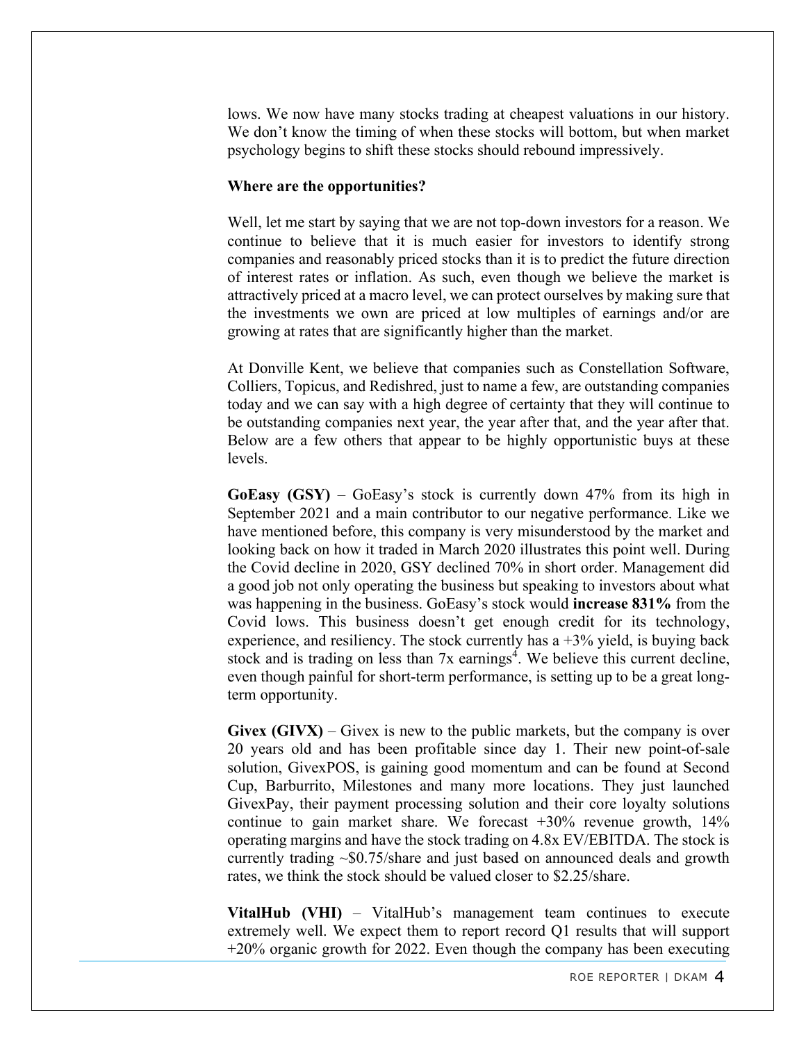lows. We now have many stocks trading at cheapest valuations in our history. We don't know the timing of when these stocks will bottom, but when market psychology begins to shift these stocks should rebound impressively.

**Where are the opportunities?**

Well, let me start by saying that we are not top-down investors for a reason. We continue to believe that it is much easier for investors to identify strong companies and reasonably priced stocks than it is to predict the future direction of interest rates or inflation. As such, even though we believe the market is attractively priced at a macro level, we can protect ourselves by making sure that the investments we own are priced at low multiples of earnings and/or are growing at rates that are significantly higher than the market.

At Donville Kent, we believe that companies such as Constellation Software, Colliers, Topicus, and Redishred, just to name a few, are outstanding companies today and we can say with a high degree of certainty that they will continue to be outstanding companies next year, the year after that, and the year after that. Below are a few others that appear to be highly opportunistic buys at these levels.

**GoEasy (GSY)** – GoEasy's stock is currently down 47% from its high in September 2021 and a main contributor to our negative performance. Like we have mentioned before, this company is very misunderstood by the market and looking back on how it traded in March 2020 illustrates this point well. During the Covid decline in 2020, GSY declined 70% in short order. Management did a good job not only operating the business but speaking to investors about what was happening in the business. GoEasy's stock would **increase 831%** from the Covid lows. This business doesn't get enough credit for its technology, experience, and resiliency. The stock currently has a +3% yield, is buying back stock and is trading on less than 7x earnings[4]. We believe this current decline, even though painful for short-term performance, is setting up to be a great long-term opportunity.

**Givex (GIVX)** – Givex is new to the public markets, but the company is over 20 years old and has been profitable since day 1. Their new point-of-sale solution, GivexPOS, is gaining good momentum and can be found at Second Cup, Barburrito, Milestones and many more locations. They just launched GivexPay, their payment processing solution and their core loyalty solutions continue to gain market share. We forecast +30% revenue growth, 14% operating margins and have the stock trading on 4.8x EV/EBITDA. The stock is currently trading ~$0.75/share and just based on announced deals and growth rates, we think the stock should be valued closer to $2.25/share.

**VitalHub (VHI)** – VitalHub's management team continues to execute extremely well. We expect them to report record Q1 results that will support +20% organic growth for 2022. Even though the company has been executing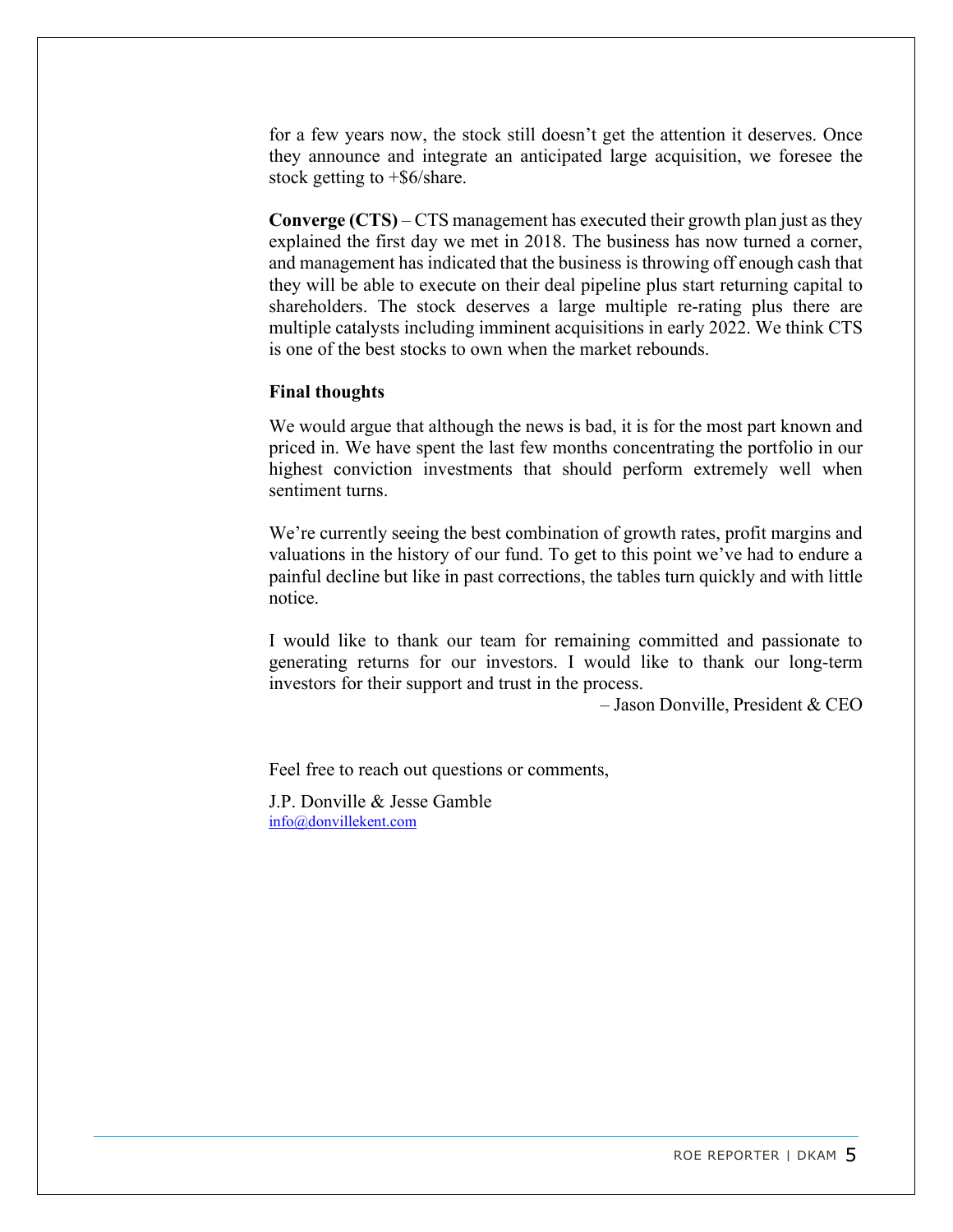for a few years now, the stock still doesn't get the attention it deserves. Once they announce and integrate an anticipated large acquisition, we foresee the stock getting to +$6/share.

**Converge (CTS)** – CTS management has executed their growth plan just as they explained the first day we met in 2018. The business has now turned a corner, and management has indicated that the business is throwing off enough cash that they will be able to execute on their deal pipeline plus start returning capital to shareholders. The stock deserves a large multiple re-rating plus there are multiple catalysts including imminent acquisitions in early 2022. We think CTS is one of the best stocks to own when the market rebounds.

**Final thoughts**

We would argue that although the news is bad, it is for the most part known and priced in. We have spent the last few months concentrating the portfolio in our highest conviction investments that should perform extremely well when sentiment turns.

We're currently seeing the best combination of growth rates, profit margins and valuations in the history of our fund. To get to this point we've had to endure a painful decline but like in past corrections, the tables turn quickly and with little notice.

I would like to thank our team for remaining committed and passionate to generating returns for our investors. I would like to thank our long-term investors for their support and trust in the process.

– Jason Donville, President & CEO

Feel free to reach out questions or comments,

J.P. Donville & Jesse Gamble
info@donvillekent.com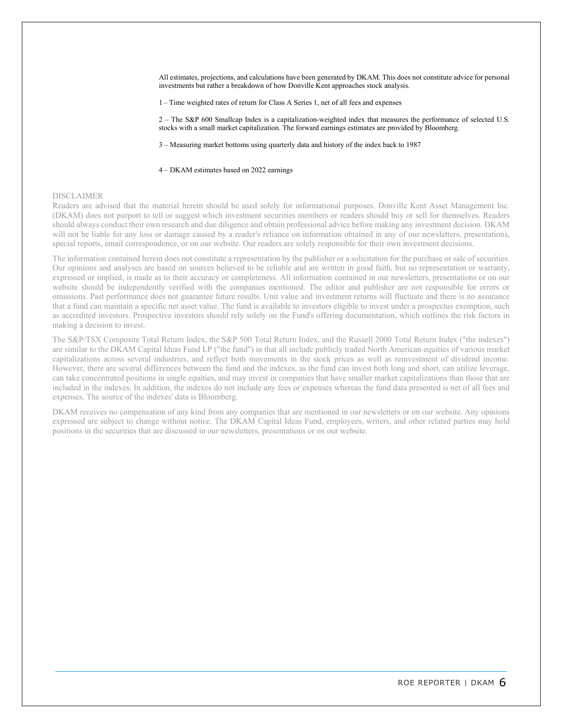All estimates, projections, and calculations have been generated by DKAM. This does not constitute advice for personal investments but rather a breakdown of how Donville Kent approaches stock analysis.

1 – Time weighted rates of return for Class A Series 1, net of all fees and expenses

2 – The S&P 600 Smallcap Index is a capitalization-weighted index that measures the performance of selected U.S. stocks with a small market capitalization. The forward earnings estimates are provided by Bloomberg.

3 – Measuring market bottoms using quarterly data and history of the index back to 1987

4 – DKAM estimates based on 2022 earnings

DISCLAIMER

Readers are advised that the material herein should be used solely for informational purposes. Donville Kent Asset Management Inc. (DKAM) does not purport to tell or suggest which investment securities members or readers should buy or sell for themselves. Readers should always conduct their own research and due diligence and obtain professional advice before making any investment decision. DKAM will not be liable for any loss or damage caused by a reader's reliance on information obtained in any of our newsletters, presentations, special reports, email correspondence, or on our website. Our readers are solely responsible for their own investment decisions.

The information contained herein does not constitute a representation by the publisher or a solicitation for the purchase or sale of securities. Our opinions and analyses are based on sources believed to be reliable and are written in good faith, but no representation or warranty, expressed or implied, is made as to their accuracy or completeness. All information contained in our newsletters, presentations or on our website should be independently verified with the companies mentioned. The editor and publisher are not responsible for errors or omissions. Past performance does not guarantee future results. Unit value and investment returns will fluctuate and there is no assurance that a fund can maintain a specific net asset value. The fund is available to investors eligible to invest under a prospectus exemption, such as accredited investors. Prospective investors should rely solely on the Fund's offering documentation, which outlines the risk factors in making a decision to invest.

The S&P/TSX Composite Total Return Index, the S&P 500 Total Return Index, and the Russell 2000 Total Return Index ("the indexes") are similar to the DKAM Capital Ideas Fund LP ("the fund") in that all include publicly traded North American equities of various market capitalizations across several industries, and reflect both movements in the stock prices as well as reinvestment of dividend income. However, there are several differences between the fund and the indexes, as the fund can invest both long and short, can utilize leverage, can take concentrated positions in single equities, and may invest in companies that have smaller market capitalizations than those that are included in the indexes. In addition, the indexes do not include any fees or expenses whereas the fund data presented is net of all fees and expenses. The source of the indexes' data is Bloomberg.

DKAM receives no compensation of any kind from any companies that are mentioned in our newsletters or on our website. Any opinions expressed are subject to change without notice. The DKAM Capital Ideas Fund, employees, writers, and other related parties may hold positions in the securities that are discussed in our newsletters, presentations or on our website.